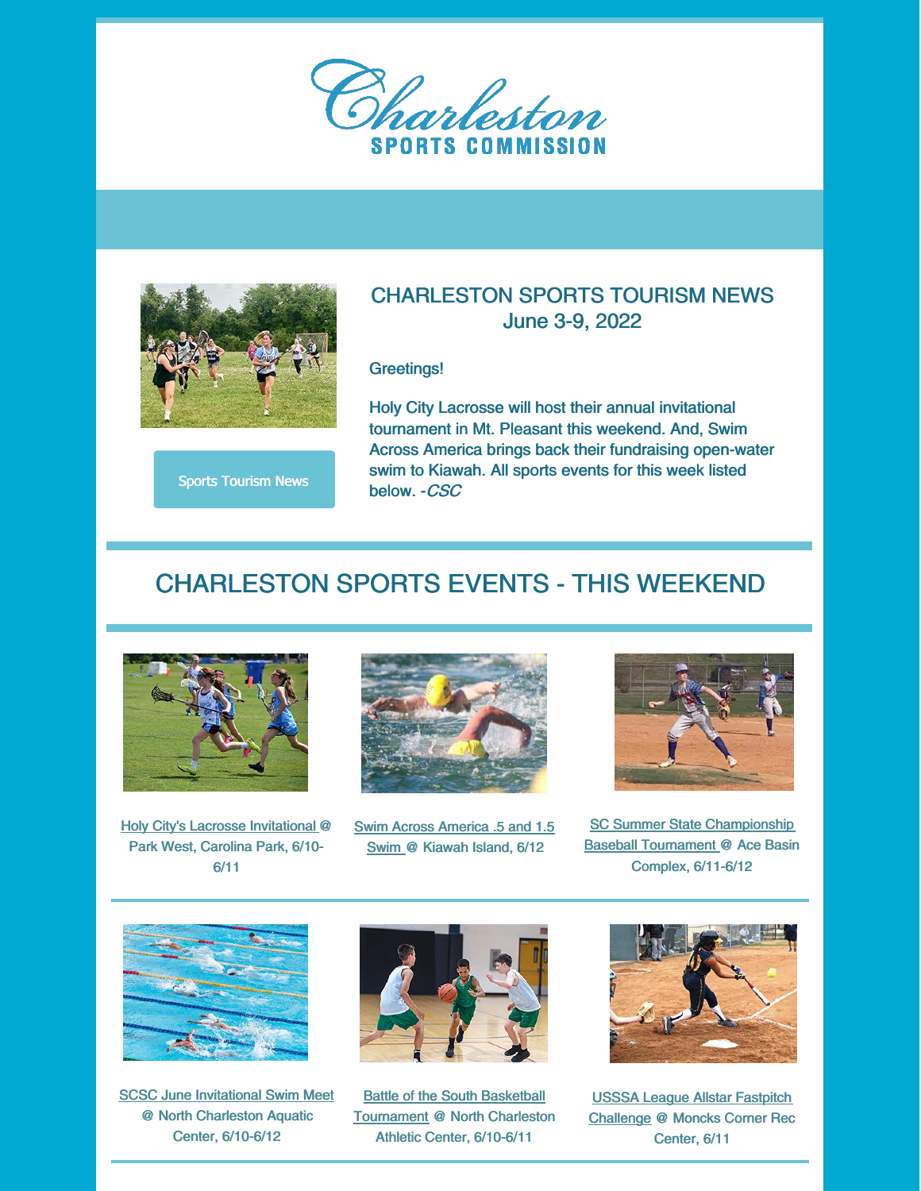# Charleston SPORTS COMMISSION

Sports Tourism News

## CHARLESTON SPORTS TOURISM NEWS
## June 3-9, 2022

Greetings!

Holy City Lacrosse will host their annual invitational tournament in Mt. Pleasant this weekend. And, Swim Across America brings back their fundraising open-water swim to Kiawah. All sports events for this week listed below. -*CSC*

## CHARLESTON SPORTS EVENTS - THIS WEEKEND

Holy City's Lacrosse Invitational @ Park West, Carolina Park, 6/10-6/11

Swim Across America .5 and 1.5 Swim @ Kiawah Island, 6/12

SC Summer State Championship Baseball Tournament @ Ace Basin Complex, 6/11-6/12

SCSC June Invitational Swim Meet @ North Charleston Aquatic Center, 6/10-6/12

Battle of the South Basketball Tournament @ North Charleston Athletic Center, 6/10-6/11

USSSA League Allstar Fastpitch Challenge @ Moncks Corner Rec Center, 6/11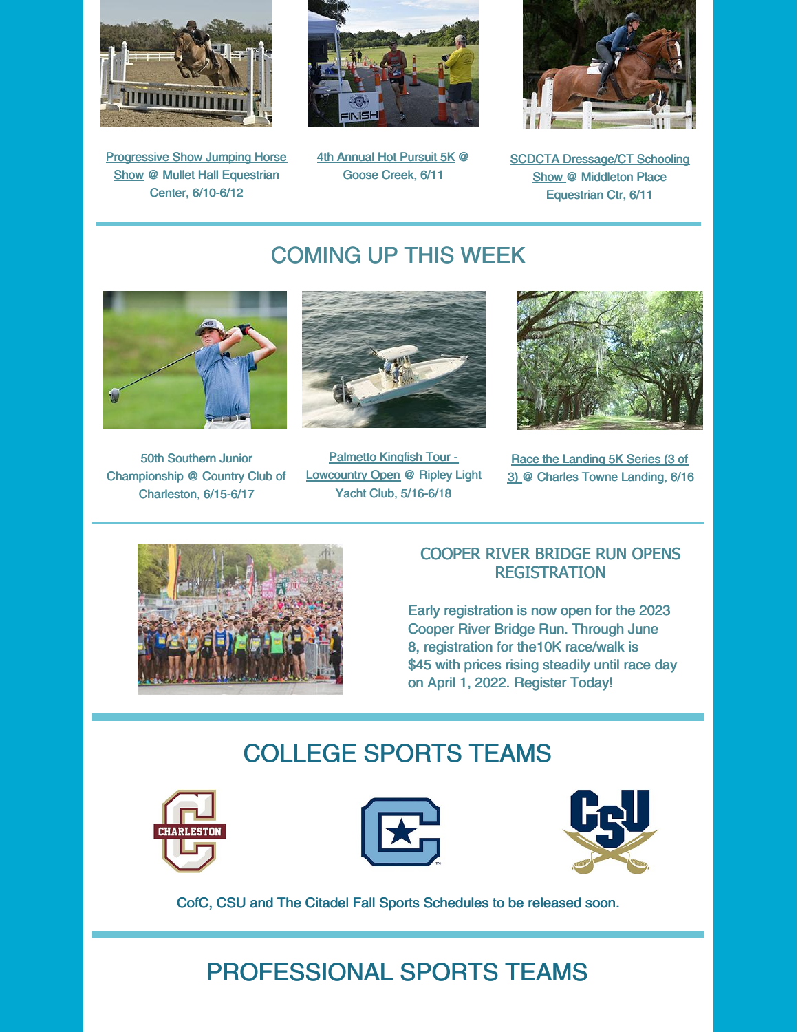Progressive Show Jumping Horse Show @ Mullet Hall Equestrian Center, 6/10-6/12

4th Annual Hot Pursuit 5K @ Goose Creek, 6/11

SCDCTA Dressage/CT Schooling Show @ Middleton Place Equestrian Ctr, 6/11

## COMING UP THIS WEEK

50th Southern Junior Championship @ Country Club of Charleston, 6/15-6/17

Palmetto Kingfish Tour - Lowcountry Open @ Ripley Light Yacht Club, 5/16-6/18

Race the Landing 5K Series (3 of 3) @ Charles Towne Landing, 6/16

### COOPER RIVER BRIDGE RUN OPENS REGISTRATION

Early registration is now open for the 2023 Cooper River Bridge Run. Through June 8, registration for the10K race/walk is $45 with prices rising steadily until race day on April 1, 2022. Register Today!

## COLLEGE SPORTS TEAMS

CofC, CSU and The Citadel Fall Sports Schedules to be released soon.

## PROFESSIONAL SPORTS TEAMS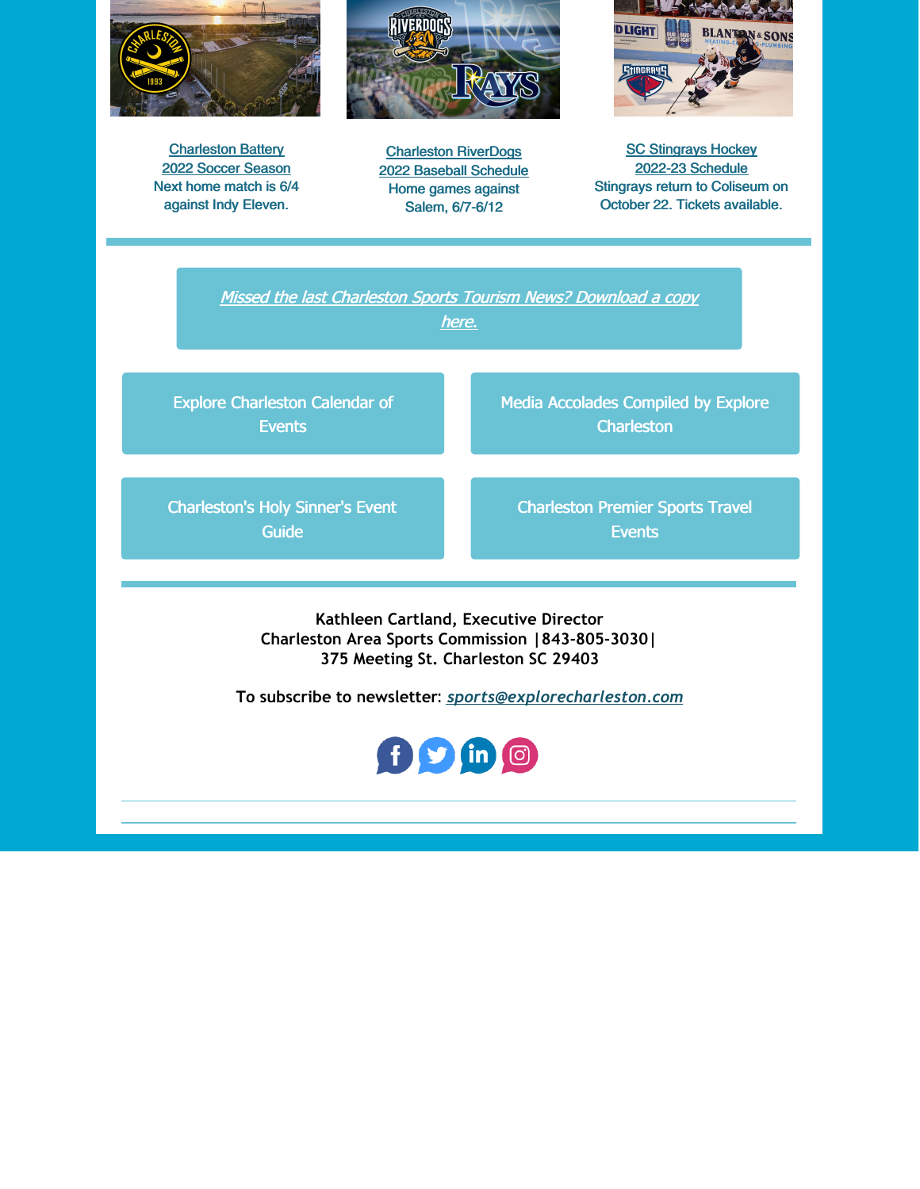Charleston Battery
2022 Soccer Season
Next home match is 6/4 against Indy Eleven.

Charleston RiverDogs
2022 Baseball Schedule
Home games against Salem, 6/7-6/12

SC Stingrays Hockey
2022-23 Schedule
Stingrays return to Coliseum on October 22. Tickets available.

---

*Missed the last Charleston Sports Tourism News? Download a copy here.*

Explore Charleston Calendar of Events

Media Accolades Compiled by Explore Charleston

Charleston's Holy Sinner's Event Guide

Charleston Premier Sports Travel Events

---

**Kathleen Cartland, Executive Director**
**Charleston Area Sports Commission |843-805-3030|**
**375 Meeting St. Charleston SC 29403**

**To subscribe to newsletter:** ***sports@explorecharleston.com***